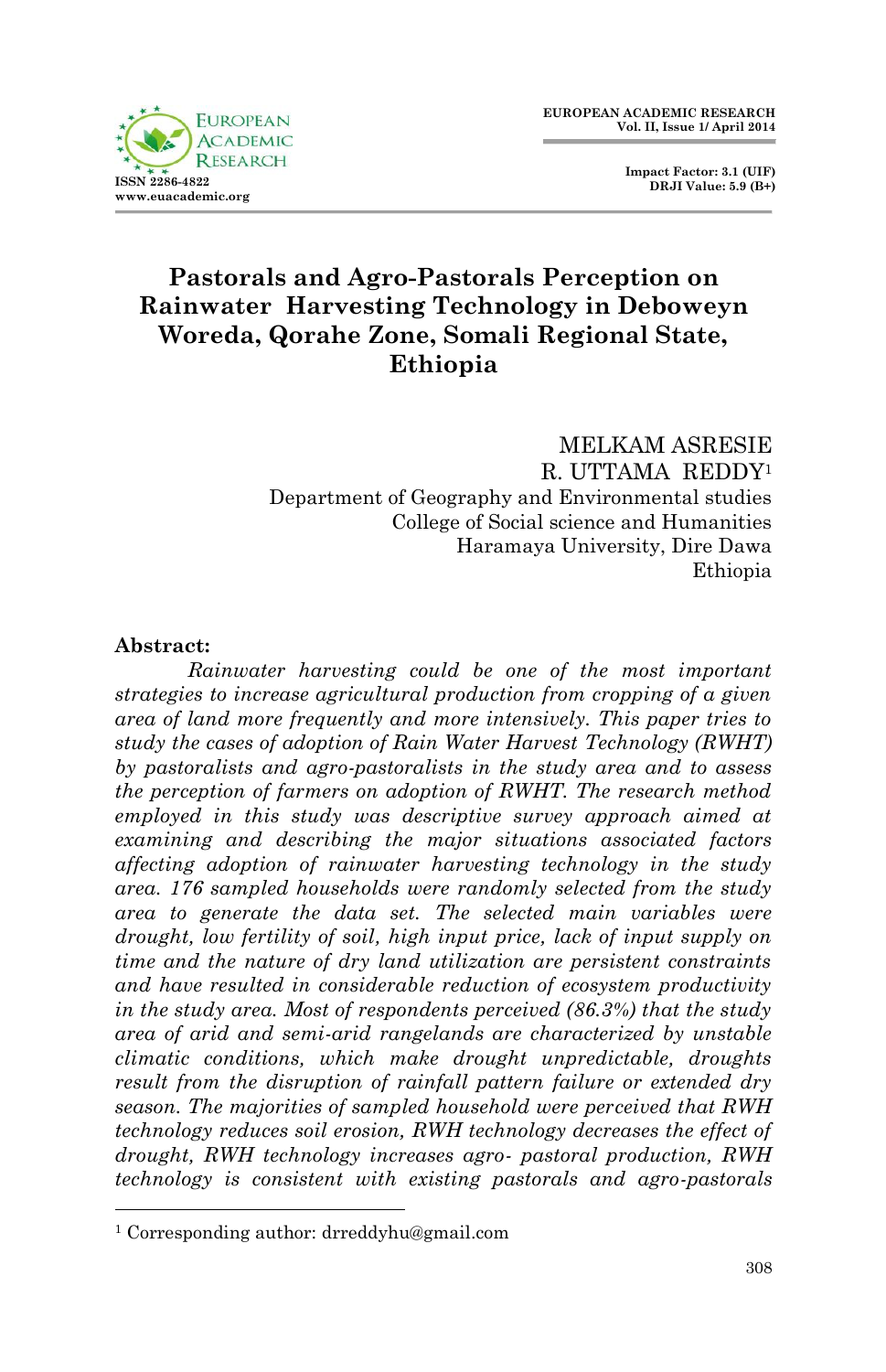# Pastorals and Agro-Pastorals Perception on Rainwater Harvesting Technology in Deboweyn Woreda, Qorahe Zone, Somali Regional State, Ethiopia

MELKAM ASRESIE
R. UTTAMA REDDY[1]
Department of Geography and Environmental studies
College of Social science and Humanities
Haramaya University, Dire Dawa
Ethiopia

**Abstract:**

*Rainwater harvesting could be one of the most important strategies to increase agricultural production from cropping of a given area of land more frequently and more intensively. This paper tries to study the cases of adoption of Rain Water Harvest Technology (RWHT) by pastoralists and agro-pastoralists in the study area and to assess the perception of farmers on adoption of RWHT. The research method employed in this study was descriptive survey approach aimed at examining and describing the major situations associated factors affecting adoption of rainwater harvesting technology in the study area. 176 sampled households were randomly selected from the study area to generate the data set. The selected main variables were drought, low fertility of soil, high input price, lack of input supply on time and the nature of dry land utilization are persistent constraints and have resulted in considerable reduction of ecosystem productivity in the study area. Most of respondents perceived (86.3%) that the study area of arid and semi-arid rangelands are characterized by unstable climatic conditions, which make drought unpredictable, droughts result from the disruption of rainfall pattern failure or extended dry season. The majorities of sampled household were perceived that RWH technology reduces soil erosion, RWH technology decreases the effect of drought, RWH technology increases agro- pastoral production, RWH technology is consistent with existing pastorals and agro-pastorals*

[1] Corresponding author: drreddyhu@gmail.com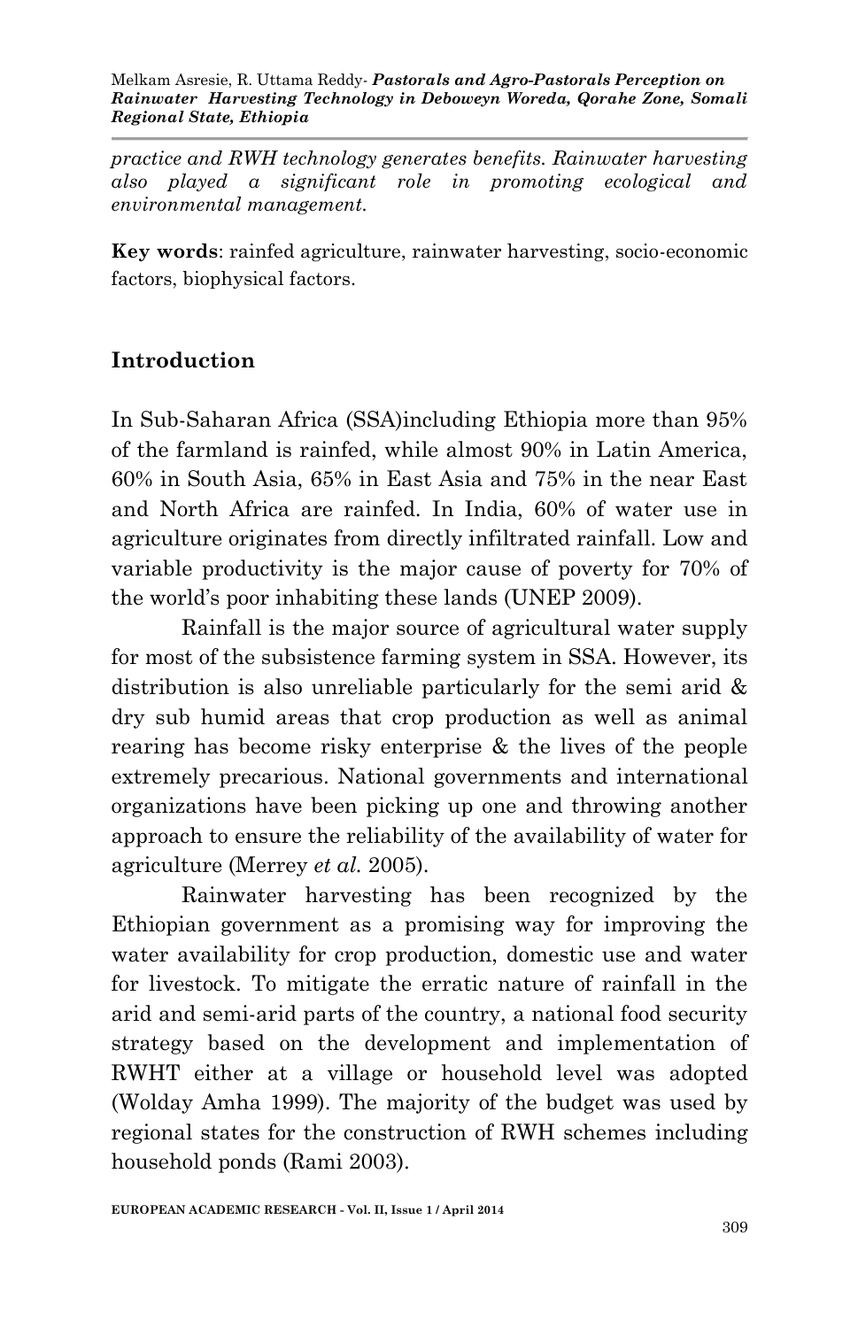*practice and RWH technology generates benefits. Rainwater harvesting also played a significant role in promoting ecological and environmental management.*

**Key words**: rainfed agriculture, rainwater harvesting, socio-economic factors, biophysical factors.

## Introduction

In Sub-Saharan Africa (SSA)including Ethiopia more than 95% of the farmland is rainfed, while almost 90% in Latin America, 60% in South Asia, 65% in East Asia and 75% in the near East and North Africa are rainfed. In India, 60% of water use in agriculture originates from directly infiltrated rainfall. Low and variable productivity is the major cause of poverty for 70% of the world's poor inhabiting these lands (UNEP 2009).

Rainfall is the major source of agricultural water supply for most of the subsistence farming system in SSA. However, its distribution is also unreliable particularly for the semi arid & dry sub humid areas that crop production as well as animal rearing has become risky enterprise & the lives of the people extremely precarious. National governments and international organizations have been picking up one and throwing another approach to ensure the reliability of the availability of water for agriculture (Merrey *et al.* 2005).

Rainwater harvesting has been recognized by the Ethiopian government as a promising way for improving the water availability for crop production, domestic use and water for livestock. To mitigate the erratic nature of rainfall in the arid and semi-arid parts of the country, a national food security strategy based on the development and implementation of RWHT either at a village or household level was adopted (Wolday Amha 1999). The majority of the budget was used by regional states for the construction of RWH schemes including household ponds (Rami 2003).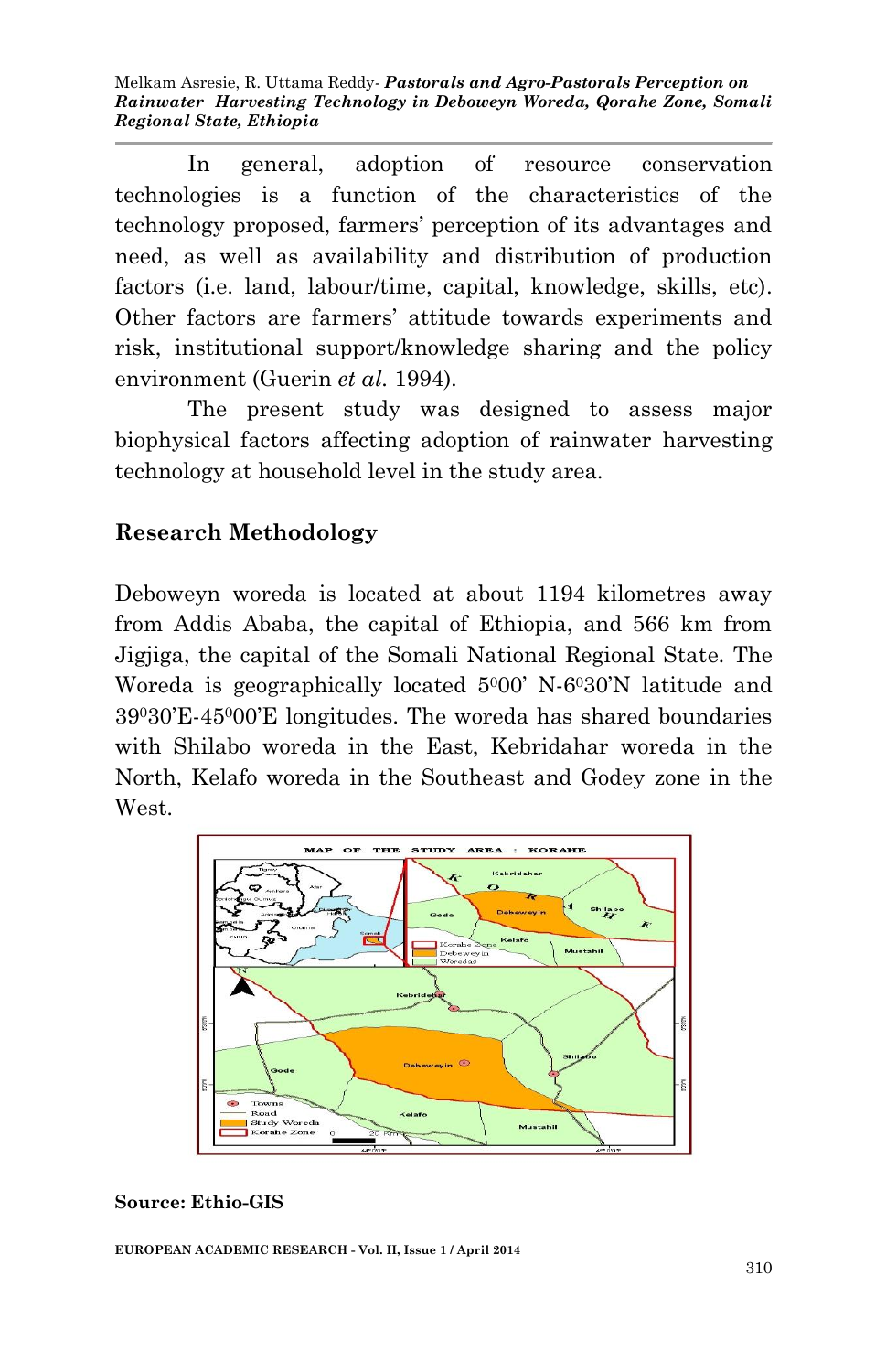In general, adoption of resource conservation technologies is a function of the characteristics of the technology proposed, farmers' perception of its advantages and need, as well as availability and distribution of production factors (i.e. land, labour/time, capital, knowledge, skills, etc). Other factors are farmers' attitude towards experiments and risk, institutional support/knowledge sharing and the policy environment (Guerin *et al.* 1994).

The present study was designed to assess major biophysical factors affecting adoption of rainwater harvesting technology at household level in the study area.

## Research Methodology

Deboweyn woreda is located at about 1194 kilometres away from Addis Ababa, the capital of Ethiopia, and 566 km from Jigjiga, the capital of the Somali National Regional State. The Woreda is geographically located $5^0$00' N-$6^0$30'N latitude and $39^0$30'E-$45^0$00'E longitudes. The woreda has shared boundaries with Shilabo woreda in the East, Kebridahar woreda in the North, Kelafo woreda in the Southeast and Godey zone in the West.

**Source: Ethio-GIS**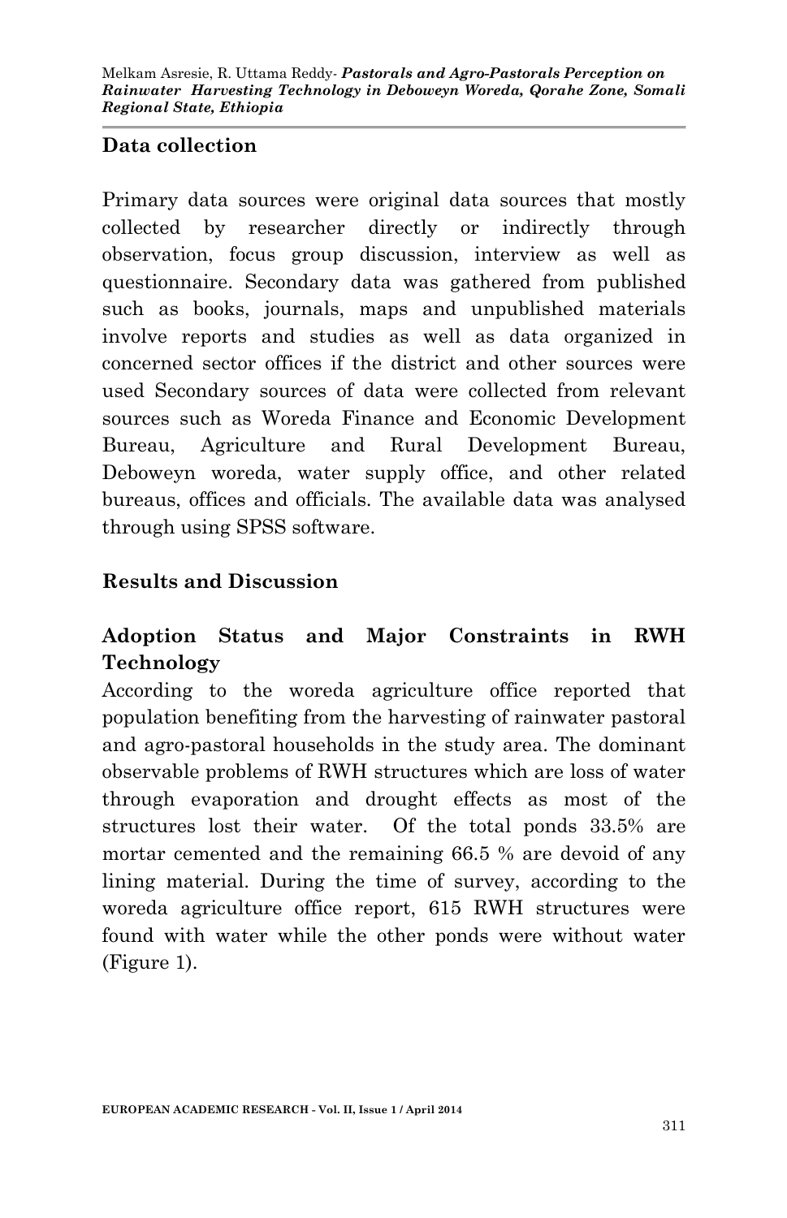## Data collection

Primary data sources were original data sources that mostly collected by researcher directly or indirectly through observation, focus group discussion, interview as well as questionnaire. Secondary data was gathered from published such as books, journals, maps and unpublished materials involve reports and studies as well as data organized in concerned sector offices if the district and other sources were used Secondary sources of data were collected from relevant sources such as Woreda Finance and Economic Development Bureau, Agriculture and Rural Development Bureau, Deboweyn woreda, water supply office, and other related bureaus, offices and officials. The available data was analysed through using SPSS software.

## Results and Discussion

### Adoption Status and Major Constraints in RWH Technology

According to the woreda agriculture office reported that population benefiting from the harvesting of rainwater pastoral and agro-pastoral households in the study area. The dominant observable problems of RWH structures which are loss of water through evaporation and drought effects as most of the structures lost their water. Of the total ponds 33.5% are mortar cemented and the remaining 66.5 % are devoid of any lining material. During the time of survey, according to the woreda agriculture office report, 615 RWH structures were found with water while the other ponds were without water (Figure 1).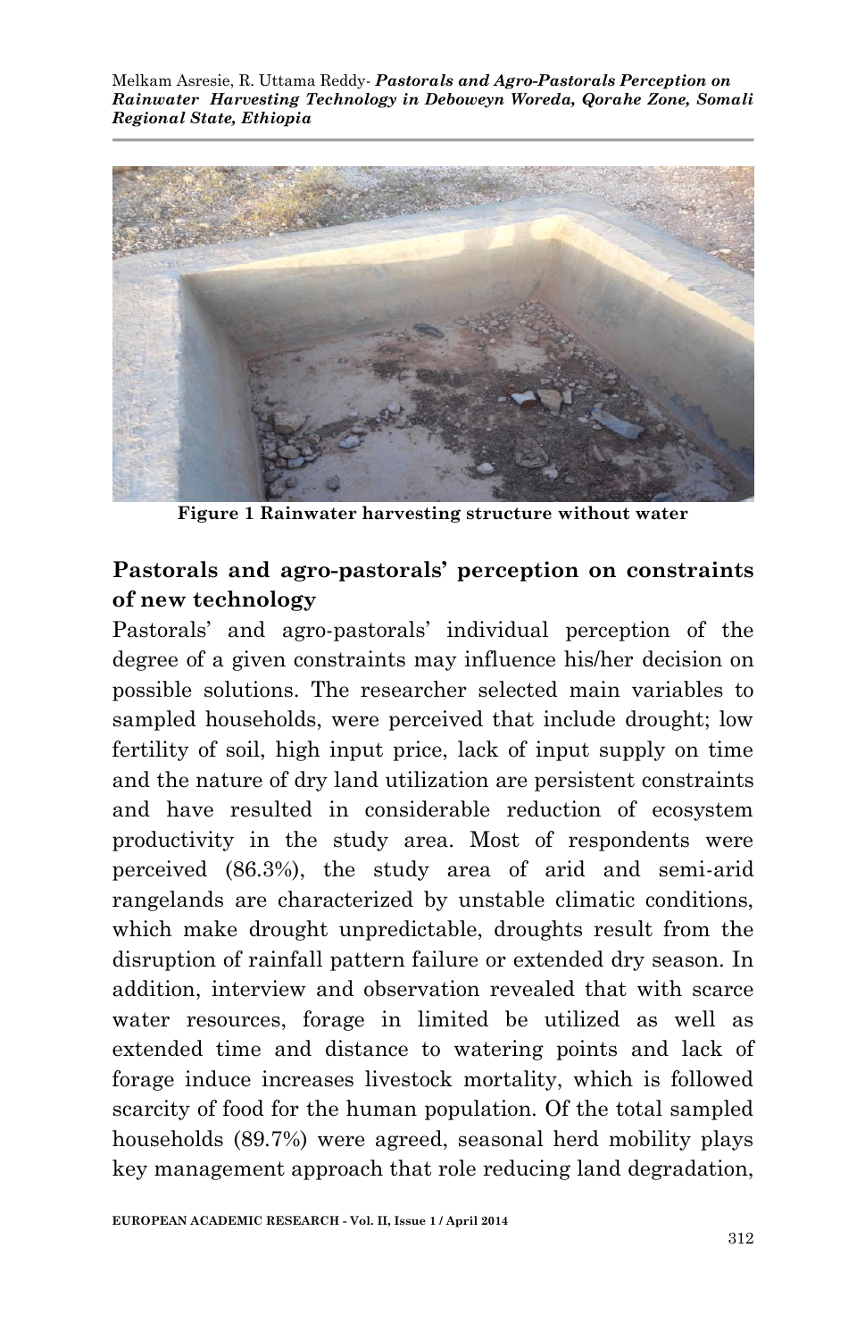Figure 1 Rainwater harvesting structure without water

## Pastorals and agro-pastorals' perception on constraints of new technology

Pastorals' and agro-pastorals' individual perception of the degree of a given constraints may influence his/her decision on possible solutions. The researcher selected main variables to sampled households, were perceived that include drought; low fertility of soil, high input price, lack of input supply on time and the nature of dry land utilization are persistent constraints and have resulted in considerable reduction of ecosystem productivity in the study area. Most of respondents were perceived (86.3%), the study area of arid and semi-arid rangelands are characterized by unstable climatic conditions, which make drought unpredictable, droughts result from the disruption of rainfall pattern failure or extended dry season. In addition, interview and observation revealed that with scarce water resources, forage in limited be utilized as well as extended time and distance to watering points and lack of forage induce increases livestock mortality, which is followed scarcity of food for the human population. Of the total sampled households (89.7%) were agreed, seasonal herd mobility plays key management approach that role reducing land degradation,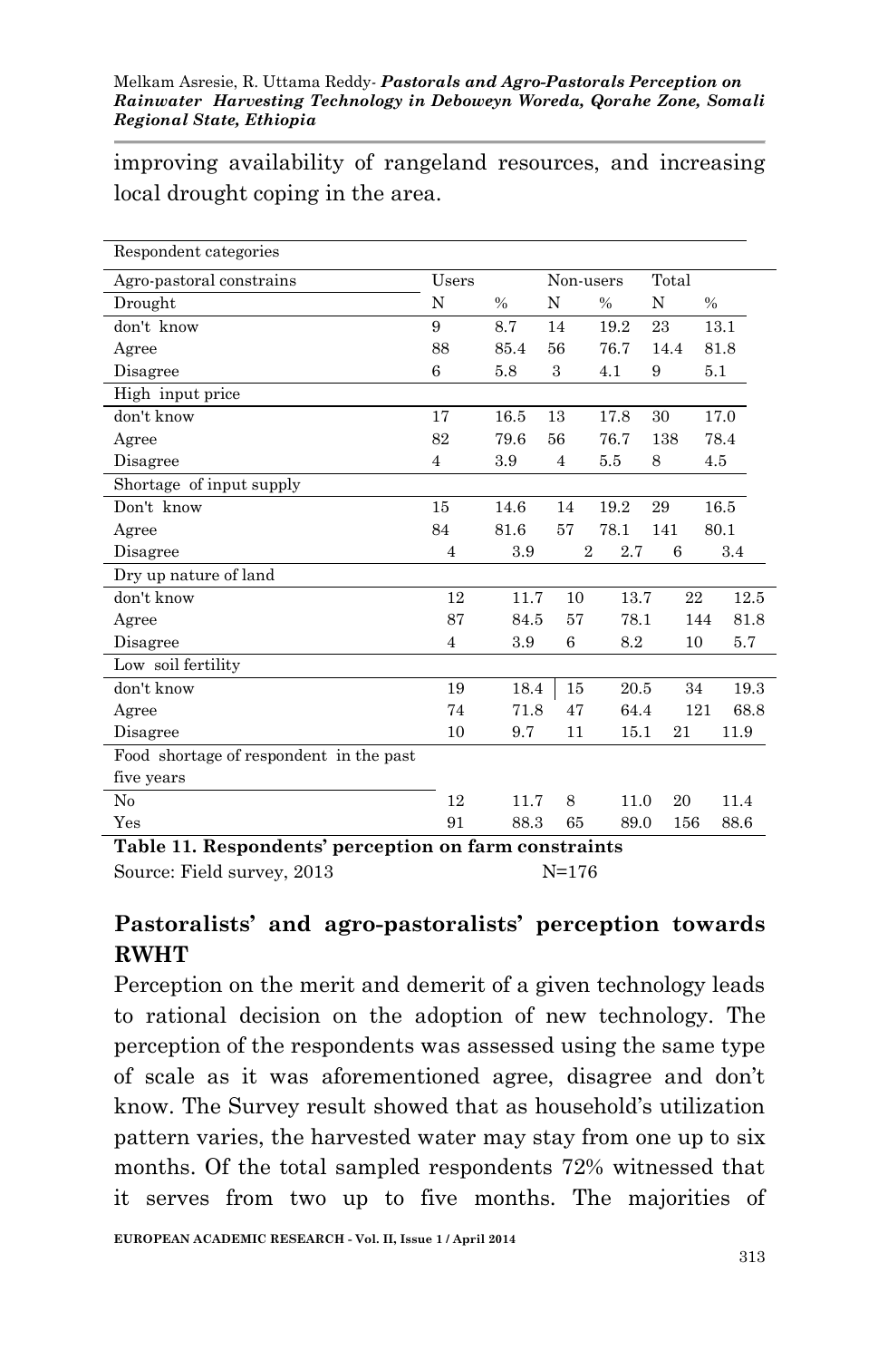improving availability of rangeland resources, and increasing local drought coping in the area.

| Respondent categories | | | | | | |
|---|---|---|---|---|---|---|
| Agro-pastoral constrains | Users | | Non-users | | Total | |
| Drought | N | % | N | % | N | % |
| don't know | 9 | 8.7 | 14 | 19.2 | 23 | 13.1 |
| Agree | 88 | 85.4 | 56 | 76.7 | 14.4 | 81.8 |
| Disagree | 6 | 5.8 | 3 | 4.1 | 9 | 5.1 |
| High input price | | | | | | |
| don't know | 17 | 16.5 | 13 | 17.8 | 30 | 17.0 |
| Agree | 82 | 79.6 | 56 | 76.7 | 138 | 78.4 |
| Disagree | 4 | 3.9 | 4 | 5.5 | 8 | 4.5 |
| Shortage of input supply | | | | | | |
| Don't know | 15 | 14.6 | 14 | 19.2 | 29 | 16.5 |
| Agree | 84 | 81.6 | 57 | 78.1 | 141 | 80.1 |
| Disagree | 4 | 3.9 | 2 | 2.7 | 6 | 3.4 |
| Dry up nature of land | | | | | | |
| don't know | 12 | 11.7 | 10 | 13.7 | 22 | 12.5 |
| Agree | 87 | 84.5 | 57 | 78.1 | 144 | 81.8 |
| Disagree | 4 | 3.9 | 6 | 8.2 | 10 | 5.7 |
| Low soil fertility | | | | | | |
| don't know | 19 | 18.4 | 15 | 20.5 | 34 | 19.3 |
| Agree | 74 | 71.8 | 47 | 64.4 | 121 | 68.8 |
| Disagree | 10 | 9.7 | 11 | 15.1 | 21 | 11.9 |
| Food shortage of respondent in the past five years | | | | | | |
| No | 12 | 11.7 | 8 | 11.0 | 20 | 11.4 |
| Yes | 91 | 88.3 | 65 | 89.0 | 156 | 88.6 |

**Table 11. Respondents' perception on farm constraints**

Source: Field survey, 2013 N=176

## Pastoralists' and agro-pastoralists' perception towards RWHT

Perception on the merit and demerit of a given technology leads to rational decision on the adoption of new technology. The perception of the respondents was assessed using the same type of scale as it was aforementioned agree, disagree and don't know. The Survey result showed that as household's utilization pattern varies, the harvested water may stay from one up to six months. Of the total sampled respondents 72% witnessed that it serves from two up to five months. The majorities of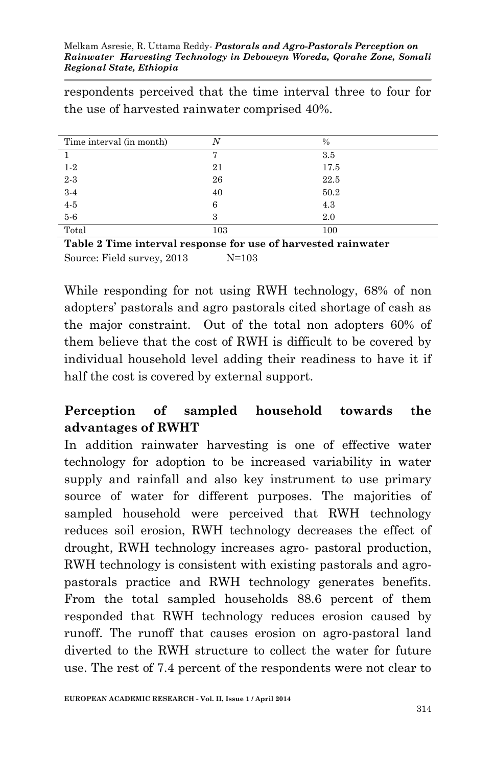respondents perceived that the time interval three to four for the use of harvested rainwater comprised 40%.

| Time interval (in month) | *N* | % |
|---|---|---|
| 1 | 7 | 3.5 |
| 1-2 | 21 | 17.5 |
| 2-3 | 26 | 22.5 |
| 3-4 | 40 | 50.2 |
| 4-5 | 6 | 4.3 |
| 5-6 | 3 | 2.0 |
| Total | 103 | 100 |

**Table 2 Time interval response for use of harvested rainwater**

Source: Field survey, 2013 N=103

While responding for not using RWH technology, 68% of non adopters' pastorals and agro pastorals cited shortage of cash as the major constraint. Out of the total non adopters 60% of them believe that the cost of RWH is difficult to be covered by individual household level adding their readiness to have it if half the cost is covered by external support.

## Perception of sampled household towards the advantages of RWHT

In addition rainwater harvesting is one of effective water technology for adoption to be increased variability in water supply and rainfall and also key instrument to use primary source of water for different purposes. The majorities of sampled household were perceived that RWH technology reduces soil erosion, RWH technology decreases the effect of drought, RWH technology increases agro- pastoral production, RWH technology is consistent with existing pastorals and agro-pastorals practice and RWH technology generates benefits. From the total sampled households 88.6 percent of them responded that RWH technology reduces erosion caused by runoff. The runoff that causes erosion on agro-pastoral land diverted to the RWH structure to collect the water for future use. The rest of 7.4 percent of the respondents were not clear to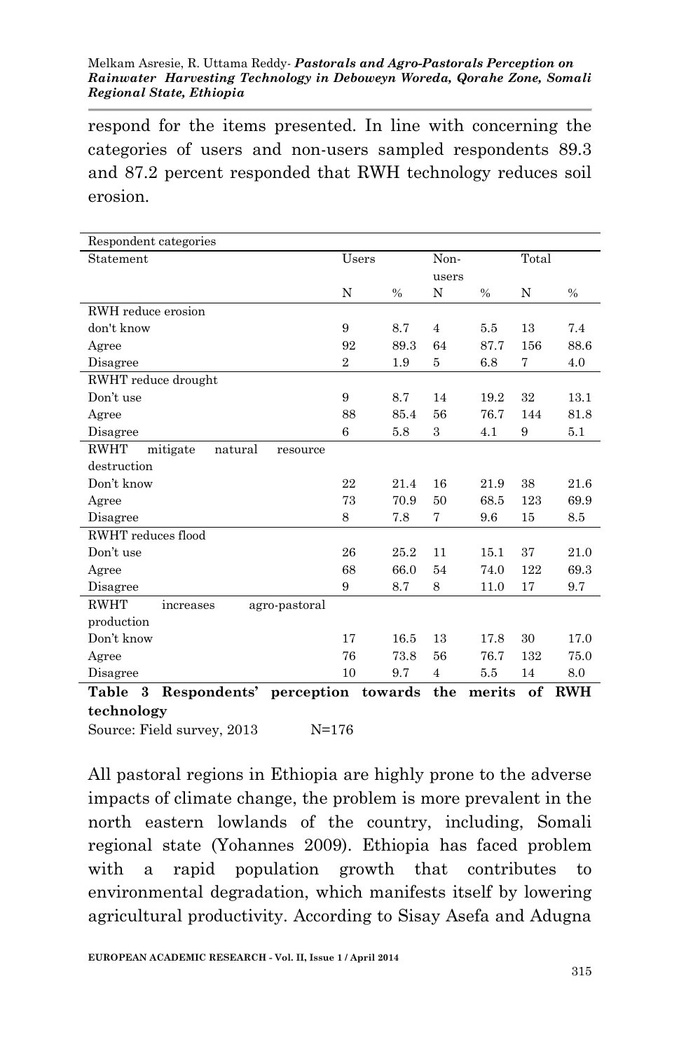respond for the items presented. In line with concerning the categories of users and non-users sampled respondents 89.3 and 87.2 percent responded that RWH technology reduces soil erosion.

| Respondent categories | | | | | | |
|---|---|---|---|---|---|---|
| Statement | Users | | Non-users | | Total | |
| | N | % | N | % | N | % |
| RWH reduce erosion | | | | | | |
| don't know | 9 | 8.7 | 4 | 5.5 | 13 | 7.4 |
| Agree | 92 | 89.3 | 64 | 87.7 | 156 | 88.6 |
| Disagree | 2 | 1.9 | 5 | 6.8 | 7 | 4.0 |
| RWHT reduce drought | | | | | | |
| Don't use | 9 | 8.7 | 14 | 19.2 | 32 | 13.1 |
| Agree | 88 | 85.4 | 56 | 76.7 | 144 | 81.8 |
| Disagree | 6 | 5.8 | 3 | 4.1 | 9 | 5.1 |
| RWHT mitigate natural resource destruction | | | | | | |
| Don't know | 22 | 21.4 | 16 | 21.9 | 38 | 21.6 |
| Agree | 73 | 70.9 | 50 | 68.5 | 123 | 69.9 |
| Disagree | 8 | 7.8 | 7 | 9.6 | 15 | 8.5 |
| RWHT reduces flood | | | | | | |
| Don't use | 26 | 25.2 | 11 | 15.1 | 37 | 21.0 |
| Agree | 68 | 66.0 | 54 | 74.0 | 122 | 69.3 |
| Disagree | 9 | 8.7 | 8 | 11.0 | 17 | 9.7 |
| RWHT increases agro-pastoral production | | | | | | |
| Don't know | 17 | 16.5 | 13 | 17.8 | 30 | 17.0 |
| Agree | 76 | 73.8 | 56 | 76.7 | 132 | 75.0 |
| Disagree | 10 | 9.7 | 4 | 5.5 | 14 | 8.0 |

**Table 3 Respondents' perception towards the merits of RWH technology**

Source: Field survey, 2013 N=176

All pastoral regions in Ethiopia are highly prone to the adverse impacts of climate change, the problem is more prevalent in the north eastern lowlands of the country, including, Somali regional state (Yohannes 2009). Ethiopia has faced problem with a rapid population growth that contributes to environmental degradation, which manifests itself by lowering agricultural productivity. According to Sisay Asefa and Adugna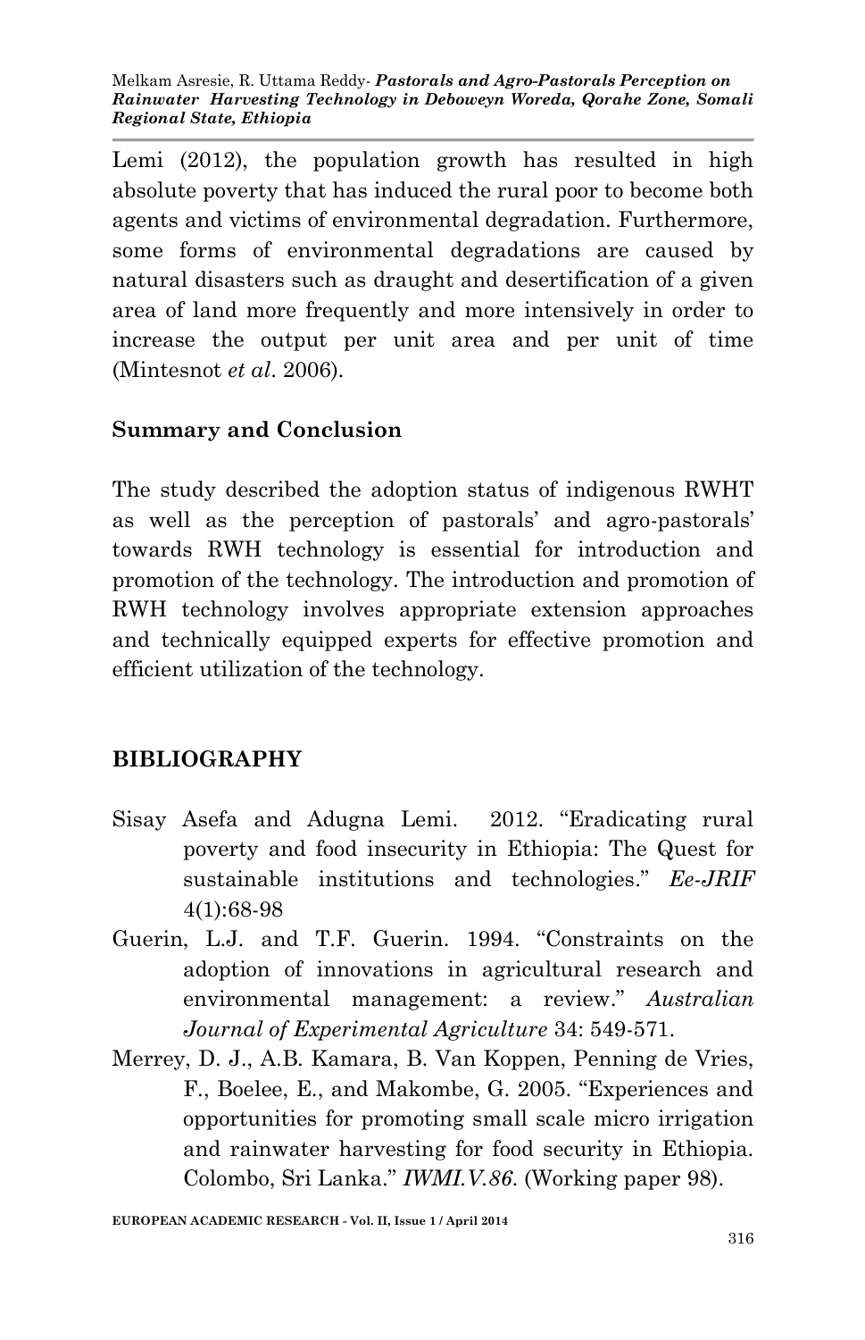Lemi (2012), the population growth has resulted in high absolute poverty that has induced the rural poor to become both agents and victims of environmental degradation. Furthermore, some forms of environmental degradations are caused by natural disasters such as draught and desertification of a given area of land more frequently and more intensively in order to increase the output per unit area and per unit of time (Mintesnot *et al*. 2006).

## Summary and Conclusion

The study described the adoption status of indigenous RWHT as well as the perception of pastorals' and agro-pastorals' towards RWH technology is essential for introduction and promotion of the technology. The introduction and promotion of RWH technology involves appropriate extension approaches and technically equipped experts for effective promotion and efficient utilization of the technology.

## BIBLIOGRAPHY

Sisay Asefa and Adugna Lemi. 2012. "Eradicating rural poverty and food insecurity in Ethiopia: The Quest for sustainable institutions and technologies." *Ee-JRIF* 4(1):68-98

Guerin, L.J. and T.F. Guerin. 1994. "Constraints on the adoption of innovations in agricultural research and environmental management: a review." *Australian Journal of Experimental Agriculture* 34: 549-571.

Merrey, D. J., A.B. Kamara, B. Van Koppen, Penning de Vries, F., Boelee, E., and Makombe, G. 2005. "Experiences and opportunities for promoting small scale micro irrigation and rainwater harvesting for food security in Ethiopia. Colombo, Sri Lanka." *IWMI.V.86*. (Working paper 98).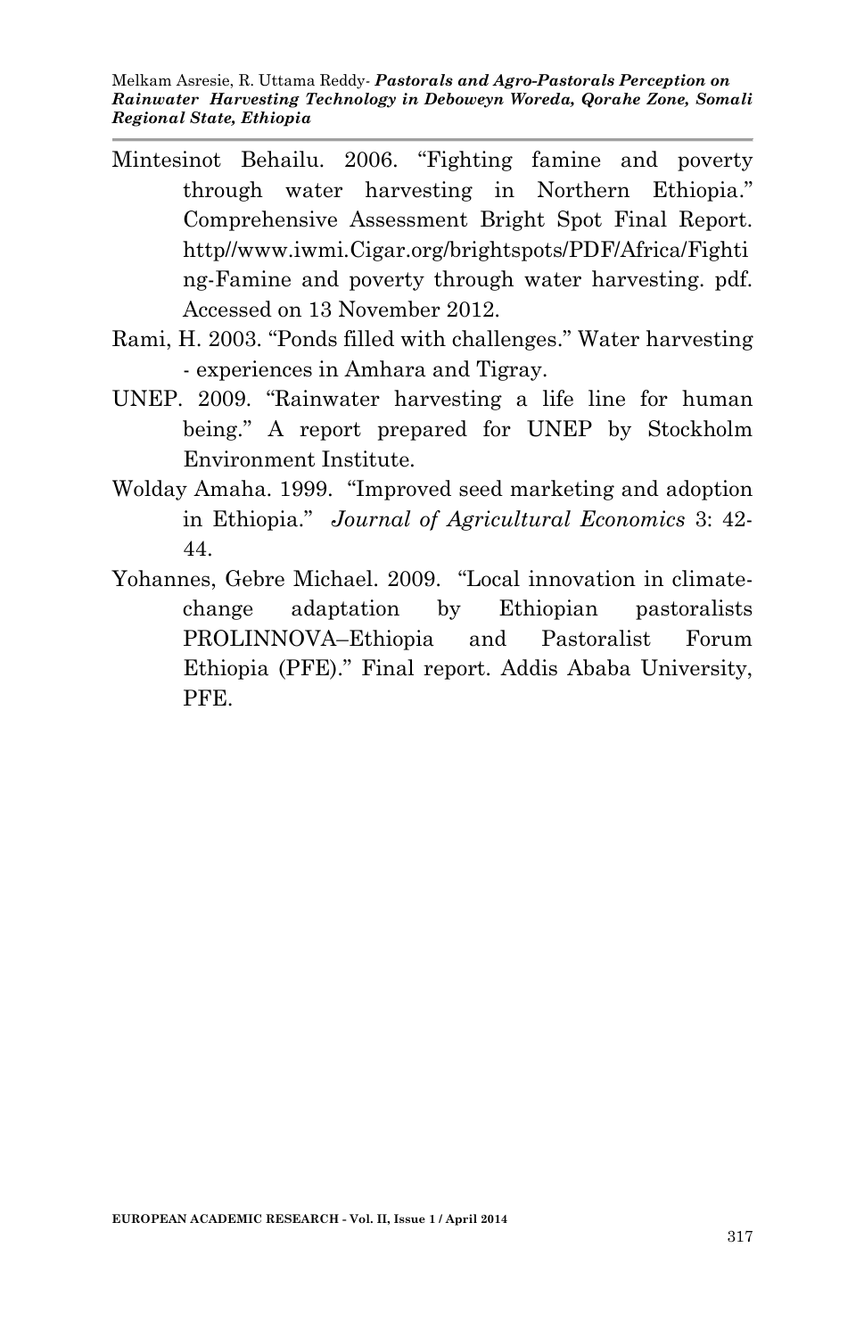Mintesinot Behailu. 2006. "Fighting famine and poverty through water harvesting in Northern Ethiopia." Comprehensive Assessment Bright Spot Final Report. http//www.iwmi.Cigar.org/brightspots/PDF/Africa/Fighting-Famine and poverty through water harvesting. pdf. Accessed on 13 November 2012.

Rami, H. 2003. "Ponds filled with challenges." Water harvesting - experiences in Amhara and Tigray.

UNEP. 2009. "Rainwater harvesting a life line for human being." A report prepared for UNEP by Stockholm Environment Institute.

Wolday Amaha. 1999. "Improved seed marketing and adoption in Ethiopia." *Journal of Agricultural Economics* 3: 42-44.

Yohannes, Gebre Michael. 2009. "Local innovation in climate-change adaptation by Ethiopian pastoralists PROLINNOVA–Ethiopia and Pastoralist Forum Ethiopia (PFE)." Final report. Addis Ababa University, PFE.